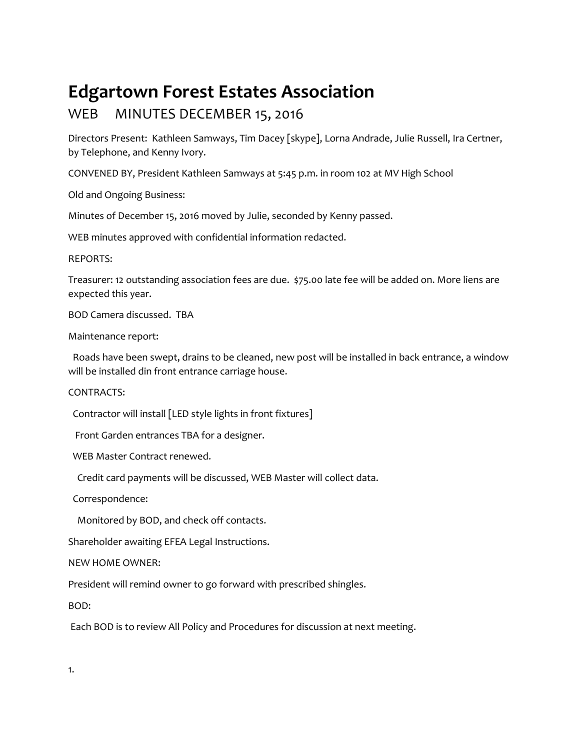# Edgartown Forest Estates Association

## WEB MINUTES DECEMBER 15, 2016

Directors Present: Kathleen Samways, Tim Dacey [skype], Lorna Andrade, Julie Russell, Ira Certner, by Telephone, and Kenny Ivory.

CONVENED BY, President Kathleen Samways at 5:45 p.m. in room 102 at MV High School

Old and Ongoing Business:

Minutes of December 15, 2016 moved by Julie, seconded by Kenny passed.

WEB minutes approved with confidential information redacted.

REPORTS:

Treasurer: 12 outstanding association fees are due. $75.00 late fee will be added on. More liens are expected this year.

BOD Camera discussed. TBA

Maintenance report:

Roads have been swept, drains to be cleaned, new post will be installed in back entrance, a window will be installed din front entrance carriage house.

CONTRACTS:

Contractor will install [LED style lights in front fixtures]

Front Garden entrances TBA for a designer.

WEB Master Contract renewed.

Credit card payments will be discussed, WEB Master will collect data.

Correspondence:

Monitored by BOD, and check off contacts.

Shareholder awaiting EFEA Legal Instructions.

NEW HOME OWNER:

President will remind owner to go forward with prescribed shingles.

BOD:

Each BOD is to review All Policy and Procedures for discussion at next meeting.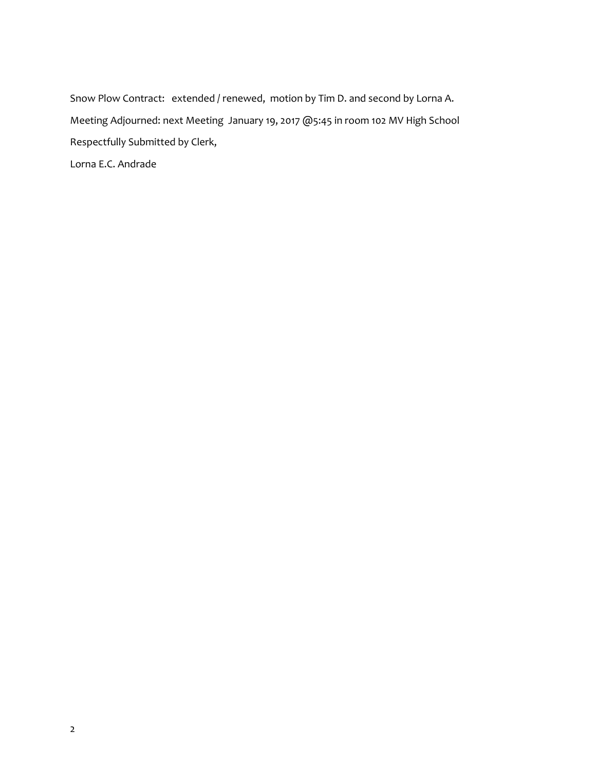Snow Plow Contract: extended / renewed, motion by Tim D. and second by Lorna A.

Meeting Adjourned: next Meeting January 19, 2017 @5:45 in room 102 MV High School

Respectfully Submitted by Clerk,

Lorna E.C. Andrade